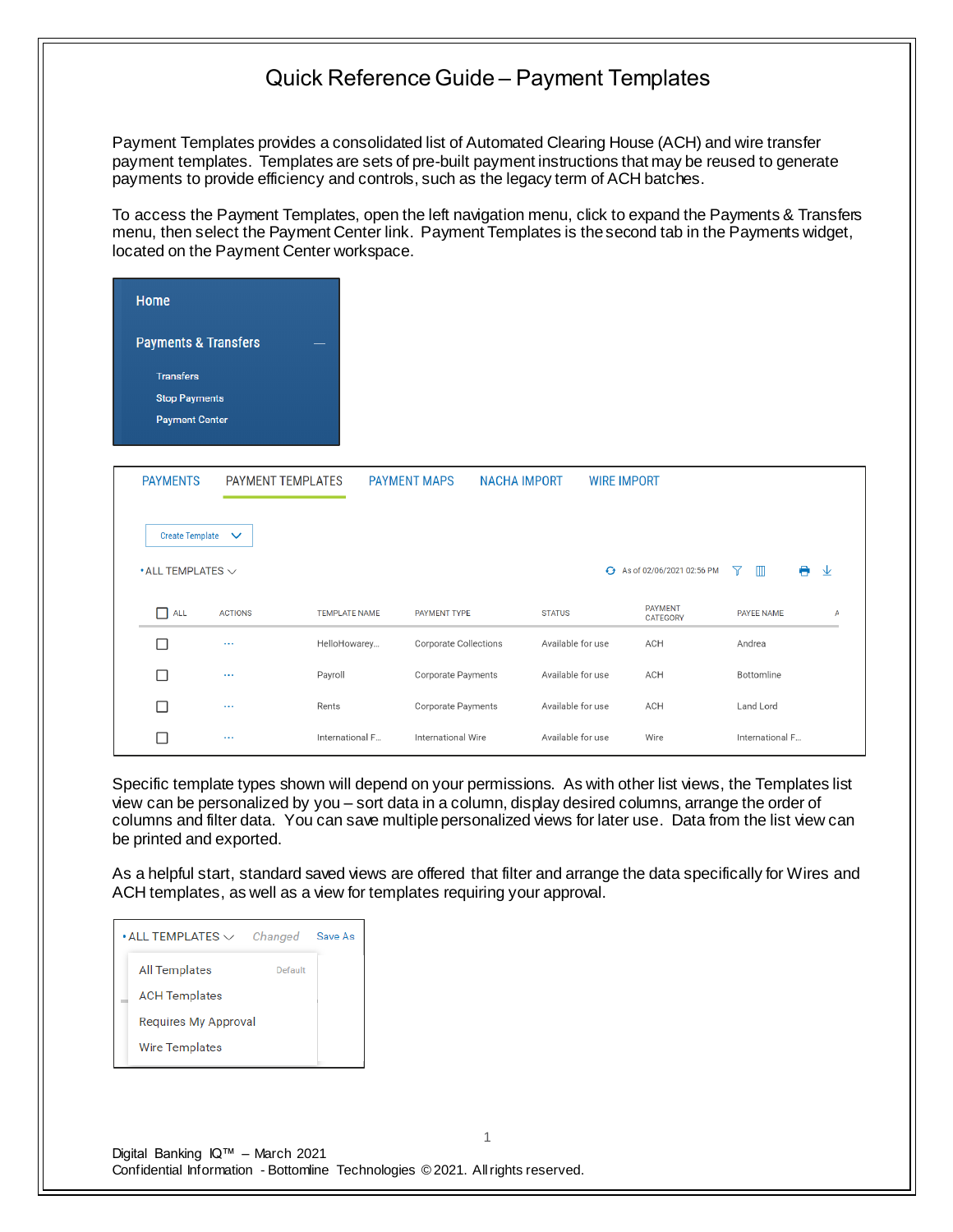# Quick Reference Guide – Payment Templates

Payment Templates provides a consolidated list of Automated Clearing House (ACH) and wire transfer payment templates. Templates are sets of pre-built payment instructions that may be reused to generate payments to provide efficiency and controls, such as the legacy term of ACH batches.

To access the Payment Templates, open the left navigation menu, click to expand the Payments & Transfers menu, then select the Payment Center link. Payment Templates is the second tab in the Payments widget, located on the Payment Center workspace.

Home

Payments & Transfers

- Transfers
- Stop Payments
- Payment Center

PAYMENTS | PAYMENT TEMPLATES | PAYMENT MAPS | NACHA IMPORT | WIRE IMPORT

Create Template

• ALL TEMPLATES

As of 02/06/2021 02:56 PM

| ALL | ACTIONS | TEMPLATE NAME | PAYMENT TYPE | STATUS | PAYMENT CATEGORY | PAYEE NAME |
|---|---|---|---|---|---|---|
| ☐ | ... | HelloHowarey... | Corporate Collections | Available for use | ACH | Andrea |
| ☐ | ... | Payroll | Corporate Payments | Available for use | ACH | Bottomline |
| ☐ | ... | Rents | Corporate Payments | Available for use | ACH | Land Lord |
| ☐ | ... | International F... | International Wire | Available for use | Wire | International F... |

Specific template types shown will depend on your permissions. As with other list views, the Templates list view can be personalized by you – sort data in a column, display desired columns, arrange the order of columns and filter data. You can save multiple personalized views for later use. Data from the list view can be printed and exported.

As a helpful start, standard saved views are offered that filter and arrange the data specifically for Wires and ACH templates, as well as a view for templates requiring your approval.

• ALL TEMPLATES &nbsp; *Changed* &nbsp; Save As

- All Templates &nbsp; Default
- ACH Templates
- Requires My Approval
- Wire Templates

Digital Banking IQ™ – March 2021
Confidential Information - Bottomline Technologies © 2021. All rights reserved.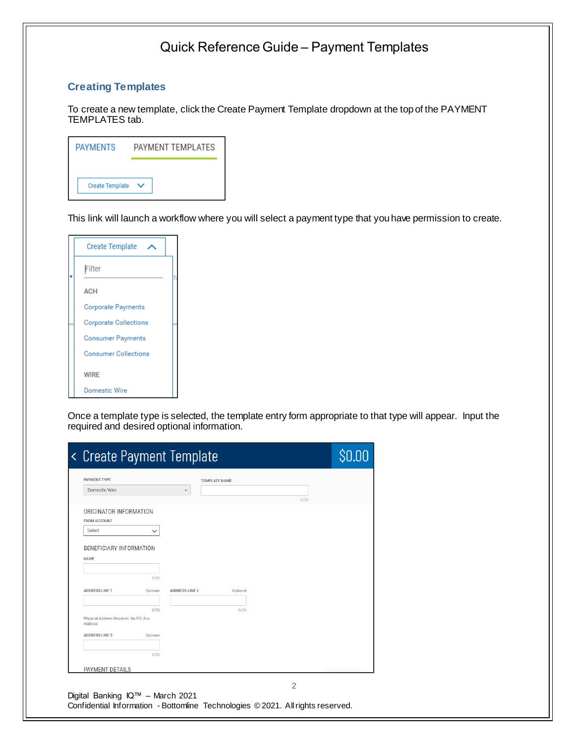## Creating Templates

To create a new template, click the Create Payment Template dropdown at the top of the PAYMENT TEMPLATES tab.

PAYMENTS PAYMENT TEMPLATES

Create Template

This link will launch a workflow where you will select a payment type that you have permission to create.

Create Template

Filter

ACH

Corporate Payments

Corporate Collections

Consumer Payments

Consumer Collections

WIRE

Domestic Wire

Once a template type is selected, the template entry form appropriate to that type will appear. Input the required and desired optional information.

< Create Payment Template $0.00

PAYMENT TYPE: Domestic Wire

TEMPLATE NAME: 0/25

ORIGINATOR INFORMATION

FROM ACCOUNT: Select

BENEFICIARY INFORMATION

NAME: 0/35

ADDRESS LINE 1 (Optional): 0/35

ADDRESS LINE 2 (Optional): 0/35

Physical Address Required. No P.O. Box Address

ADDRESS LINE 3 (Optional): 0/35

PAYMENT DETAILS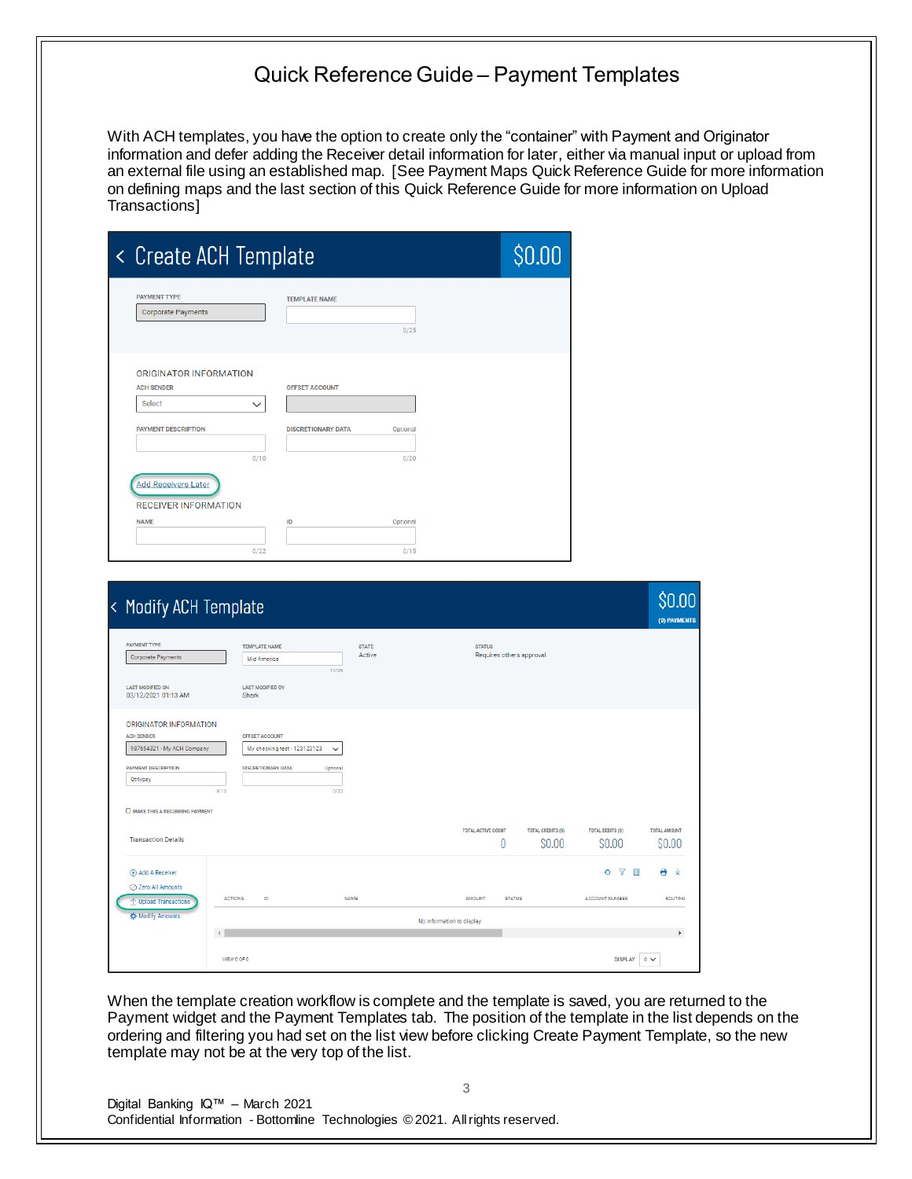# Quick Reference Guide – Payment Templates

With ACH templates, you have the option to create only the "container" with Payment and Originator information and defer adding the Receiver detail information for later, either via manual input or upload from an external file using an established map. [See Payment Maps Quick Reference Guide for more information on defining maps and the last section of this Quick Reference Guide for more information on Upload Transactions]

When the template creation workflow is complete and the template is saved, you are returned to the Payment widget and the Payment Templates tab. The position of the template in the list depends on the ordering and filtering you had set on the list view before clicking Create Payment Template, so the new template may not be at the very top of the list.

Digital Banking IQ™ – March 2021
Confidential Information - Bottomline Technologies © 2021. All rights reserved.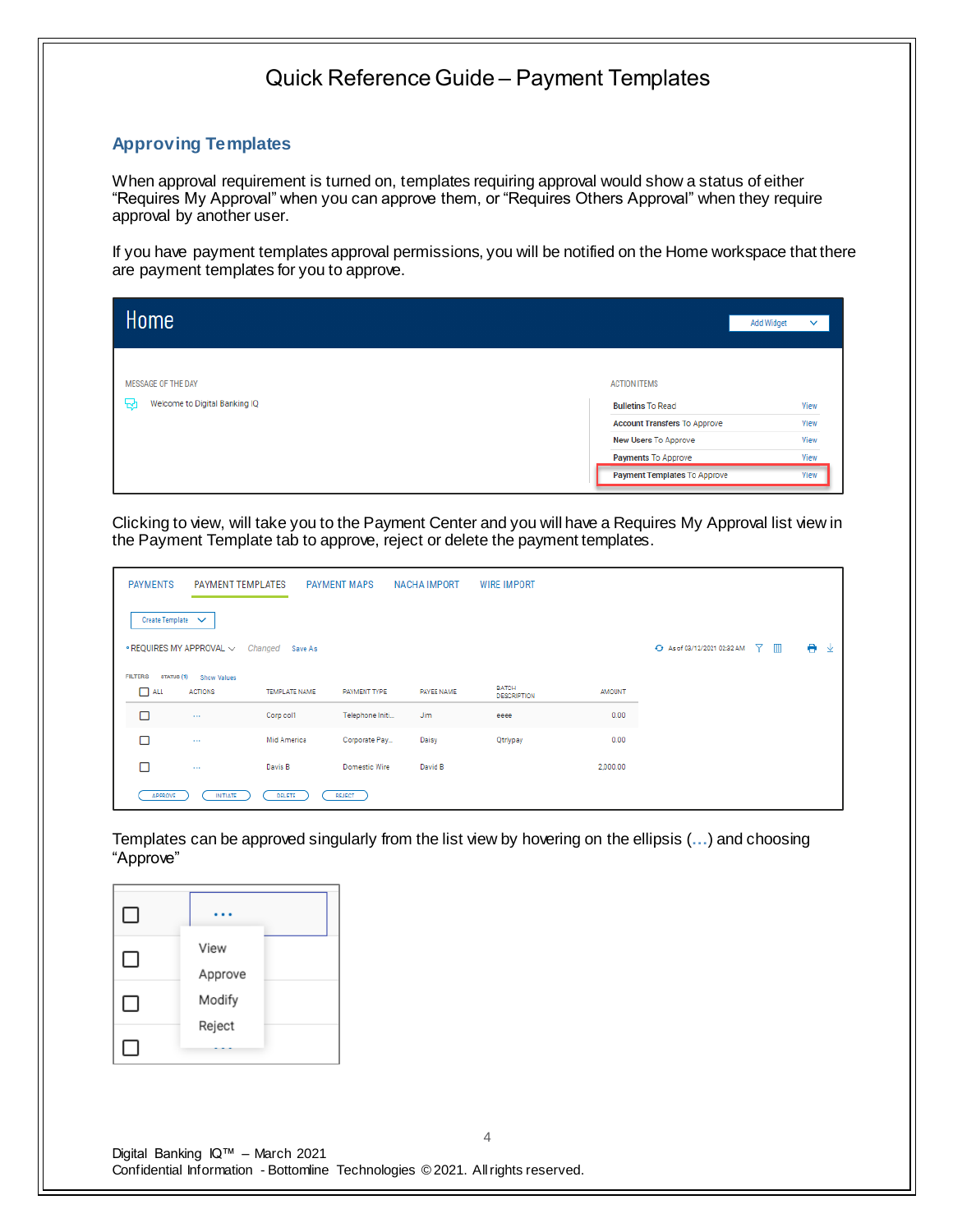# Quick Reference Guide – Payment Templates

## Approving Templates

When approval requirement is turned on, templates requiring approval would show a status of either "Requires My Approval" when you can approve them, or "Requires Others Approval" when they require approval by another user.

If you have payment templates approval permissions, you will be notified on the Home workspace that there are payment templates for you to approve.

Clicking to view, will take you to the Payment Center and you will have a Requires My Approval list view in the Payment Template tab to approve, reject or delete the payment templates.

Templates can be approved singularly from the list view by hovering on the ellipsis (...) and choosing "Approve"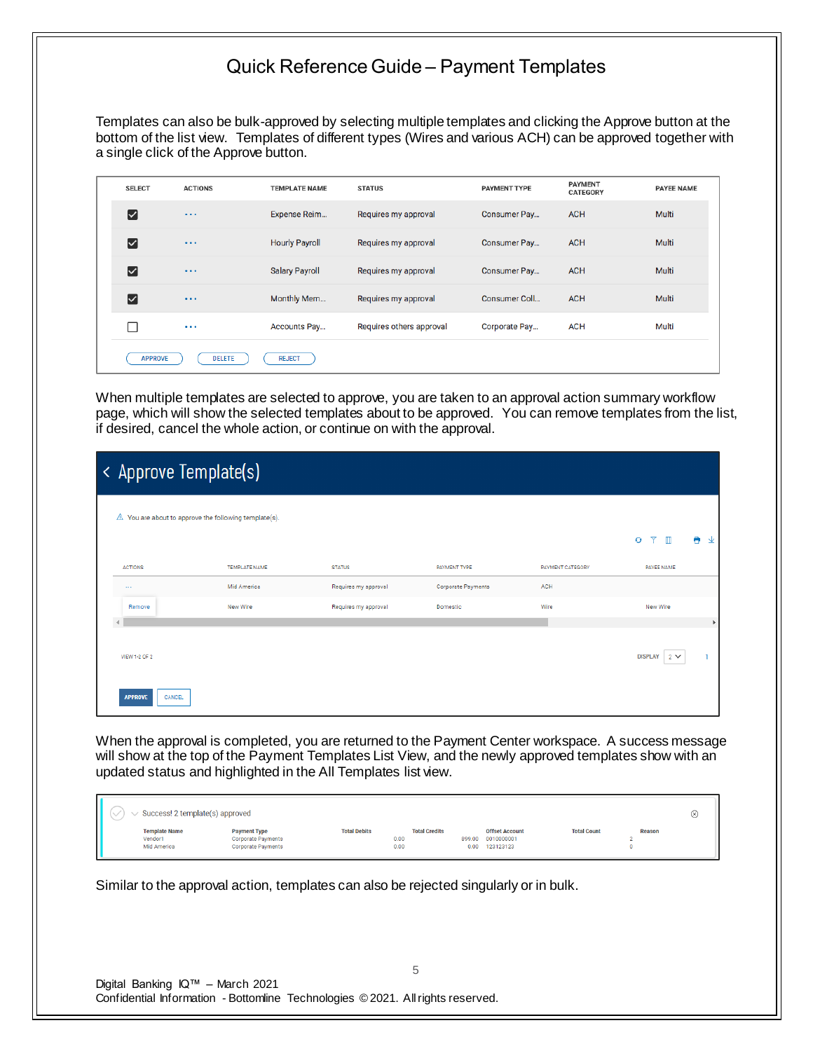# Quick Reference Guide – Payment Templates

Templates can also be bulk-approved by selecting multiple templates and clicking the Approve button at the bottom of the list view. Templates of different types (Wires and various ACH) can be approved together with a single click of the Approve button.

| SELECT | ACTIONS | TEMPLATE NAME | STATUS | PAYMENT TYPE | PAYMENT CATEGORY | PAYEE NAME |
|---|---|---|---|---|---|---|
| ☑ | ... | Expense Reim... | Requires my approval | Consumer Pay... | ACH | Multi |
| ☑ | ... | Hourly Payroll | Requires my approval | Consumer Pay... | ACH | Multi |
| ☑ | ... | Salary Payroll | Requires my approval | Consumer Pay... | ACH | Multi |
| ☑ | ... | Monthly Mem... | Requires my approval | Consumer Coll... | ACH | Multi |
| ☐ | ... | Accounts Pay... | Requires others approval | Corporate Pay... | ACH | Multi |

APPROVE | DELETE | REJECT

When multiple templates are selected to approve, you are taken to an approval action summary workflow page, which will show the selected templates about to be approved. You can remove templates from the list, if desired, cancel the whole action, or continue on with the approval.

**Approve Template(s)**

⚠ You are about to approve the following template(s).

| ACTIONS | TEMPLATE NAME | STATUS | PAYMENT TYPE | PAYMENT CATEGORY | PAYEE NAME |
|---|---|---|---|---|---|
| ... | Mid America | Requires my approval | Corporate Payments | ACH | |
| Remove | New Wire | Requires my approval | Domestic | Wire | New Wire |

VIEW 1-2 OF 2 — DISPLAY 2 — 1

APPROVE | CANCEL

When the approval is completed, you are returned to the Payment Center workspace. A success message will show at the top of the Payment Templates List View, and the newly approved templates show with an updated status and highlighted in the All Templates list view.

Success! 2 template(s) approved

| Template Name | Payment Type | Total Debits | Total Credits | Offset Account | Total Count | Reason |
|---|---|---|---|---|---|---|
| Vendor1 | Corporate Payments | 0.00 | 899.00 | 0010000001 | 2 | |
| Mid America | Corporate Payments | 0.00 | 0.00 | 123123123 | 0 | |

Similar to the approval action, templates can also be rejected singularly or in bulk.

Digital Banking IQ™ – March 2021
Confidential Information - Bottomline Technologies © 2021. All rights reserved.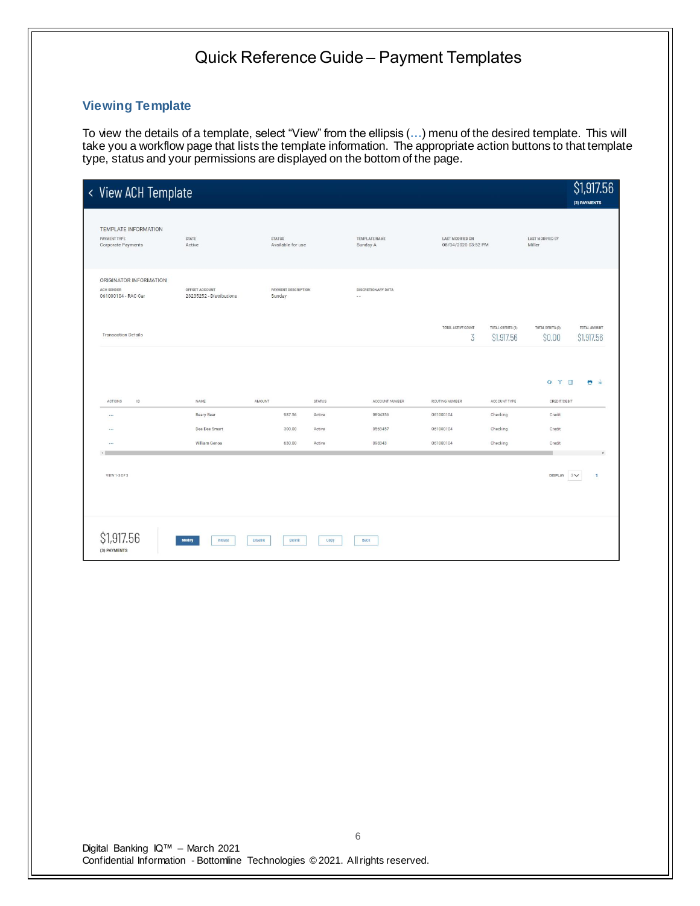# Quick Reference Guide – Payment Templates

## Viewing Template

To view the details of a template, select "View" from the ellipsis (**...**) menu of the desired template. This will take you a workflow page that lists the template information. The appropriate action buttons to that template type, status and your permissions are displayed on the bottom of the page.

### < View ACH Template

$1,917.56
(3) PAYMENTS

**TEMPLATE INFORMATION**

| PAYMENT TYPE | STATE | STATUS | TEMPLATE NAME | LAST MODIFIED ON | LAST MODIFIED BY |
|---|---|---|---|---|---|
| Corporate Payments | Active | Available for use | Sunday A | 08/04/2020 03:52 PM | Miller |

**ORIGINATOR INFORMATION**

| ACH SENDER | OFFSET ACCOUNT | PAYMENT DESCRIPTION | DISCRETIONARY DATA |
|---|---|---|---|
| 061000104 - RAC Car | 23235252 - Distributions | Sunday | -- |

Transaction Details

| TOTAL ACTIVE COUNT | TOTAL CREDITS (3) | TOTAL DEBITS (0) | TOTAL AMOUNT |
|---|---|---|---|
| 3 | $1,917.56 | $0.00 | $1,917.56 |

| ACTIONS | ID | NAME | AMOUNT | STATUS | ACCOUNT NUMBER | ROUTING NUMBER | ACCOUNT TYPE | CREDIT/DEBIT |
|---|---|---|---|---|---|---|---|---|
| ... | | Beary Bear | 987.56 | Active | 9894356 | 061000104 | Checking | Credit |
| ... | | Dee Dee Smart | 300.00 | Active | 0563457 | 061000104 | Checking | Credit |
| ... | | William Genoa | 630.00 | Active | 098343 | 061000104 | Checking | Credit |

VIEW 1-3 OF 3 DISPLAY 3 1

$1,917.56
(3) PAYMENTS

Modify | Initiate | Disable | Delete | Copy | Back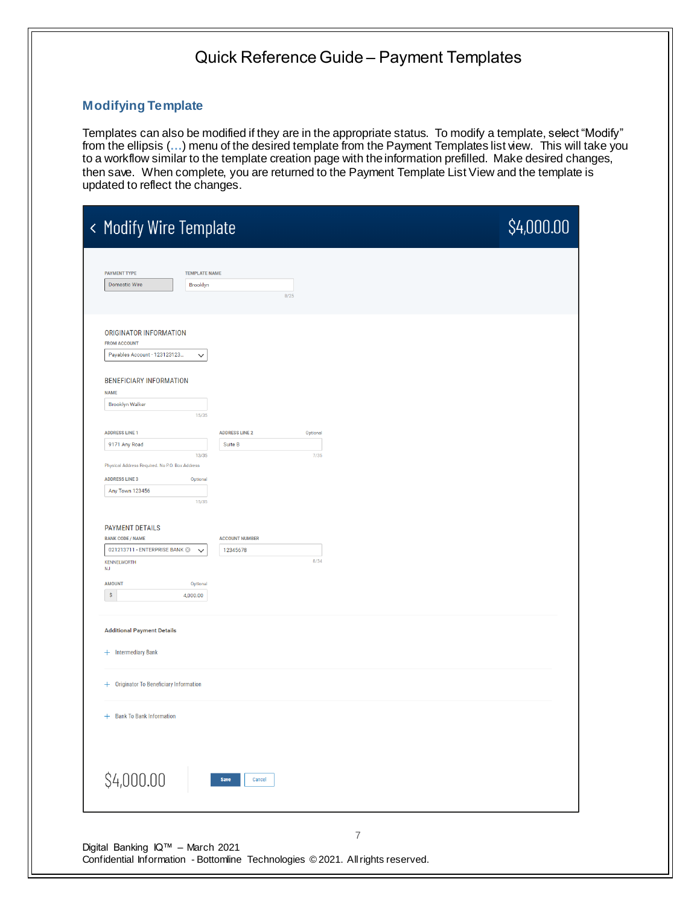## Modifying Template

Templates can also be modified if they are in the appropriate status. To modify a template, select "Modify" from the ellipsis (...) menu of the desired template from the Payment Templates list view. This will take you to a workflow similar to the template creation page with the information prefilled. Make desired changes, then save. When complete, you are returned to the Payment Template List View and the template is updated to reflect the changes.

< Modify Wire Template $4,000.00

PAYMENT TYPE
Domestic Wire

TEMPLATE NAME
Brooklyn
8/25

ORIGINATOR INFORMATION

FROM ACCOUNT
Payables Account - 123123123...

BENEFICIARY INFORMATION

NAME
Brooklyn Walker
15/35

ADDRESS LINE 1
9171 Any Road
13/35
Physical Address Required. No P.O. Box Address

ADDRESS LINE 2 Optional
Suite B
7/35

ADDRESS LINE 3 Optional
Any Town 123456
15/35

PAYMENT DETAILS

BANK CODE / NAME
021213711 - ENTERPRISE BANK
KENNELWORTH
NJ

ACCOUNT NUMBER
12345678
8/34

AMOUNT Optional
$ 4,000.00

Additional Payment Details

+ Intermediary Bank

+ Originator To Beneficiary Information

+ Bank To Bank Information

$4,000.00 Save Cancel

Digital Banking IQ™ – March 2021
Confidential Information - Bottomline Technologies © 2021. All rights reserved.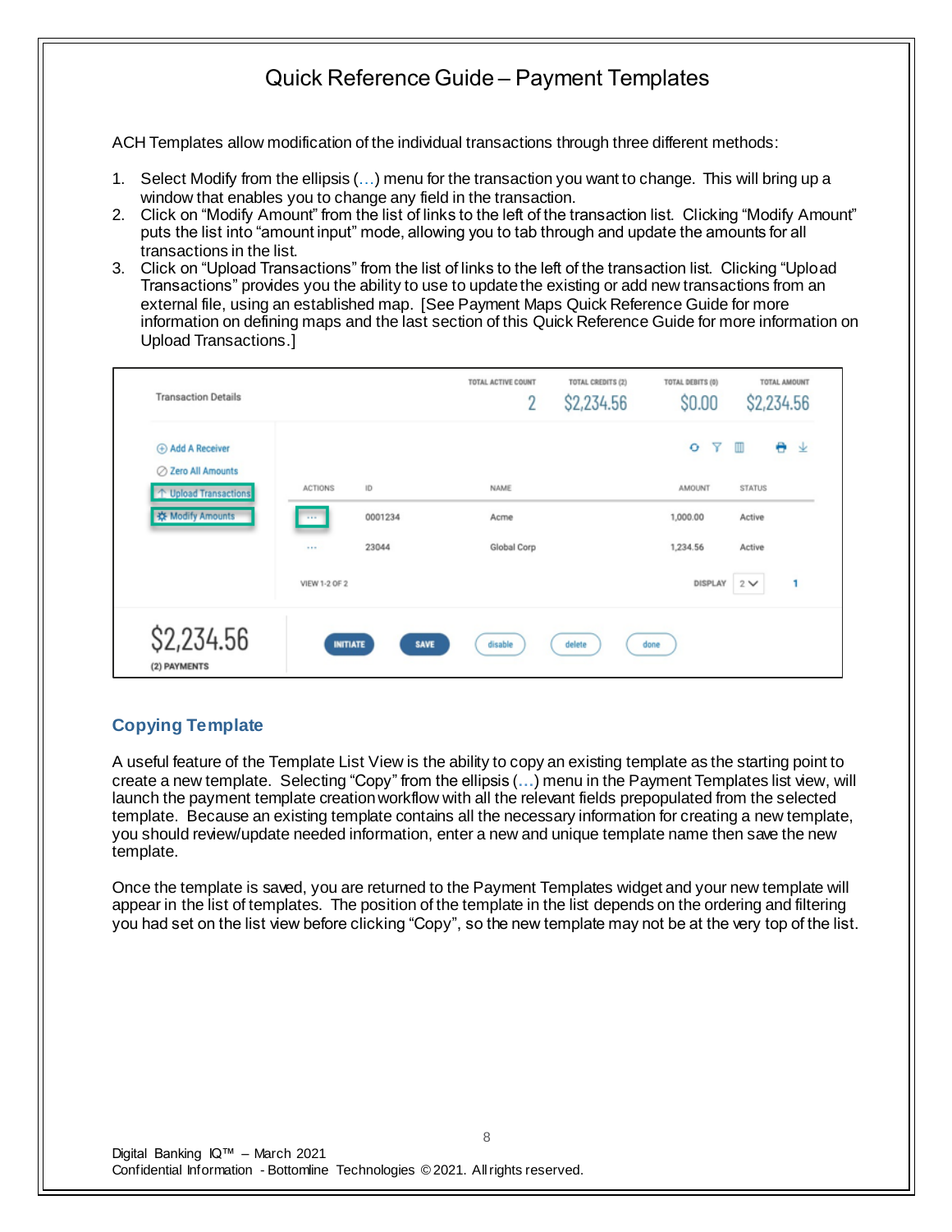# Quick Reference Guide – Payment Templates

ACH Templates allow modification of the individual transactions through three different methods:

1. Select Modify from the ellipsis (...) menu for the transaction you want to change. This will bring up a window that enables you to change any field in the transaction.
2. Click on "Modify Amount" from the list of links to the left of the transaction list. Clicking "Modify Amount" puts the list into "amount input" mode, allowing you to tab through and update the amounts for all transactions in the list.
3. Click on "Upload Transactions" from the list of links to the left of the transaction list. Clicking "Upload Transactions" provides you the ability to use to update the existing or add new transactions from an external file, using an established map. [See Payment Maps Quick Reference Guide for more information on defining maps and the last section of this Quick Reference Guide for more information on Upload Transactions.]

## Copying Template

A useful feature of the Template List View is the ability to copy an existing template as the starting point to create a new template. Selecting "Copy" from the ellipsis (...) menu in the Payment Templates list view, will launch the payment template creation workflow with all the relevant fields prepopulated from the selected template. Because an existing template contains all the necessary information for creating a new template, you should review/update needed information, enter a new and unique template name then save the new template.

Once the template is saved, you are returned to the Payment Templates widget and your new template will appear in the list of templates. The position of the template in the list depends on the ordering and filtering you had set on the list view before clicking "Copy", so the new template may not be at the very top of the list.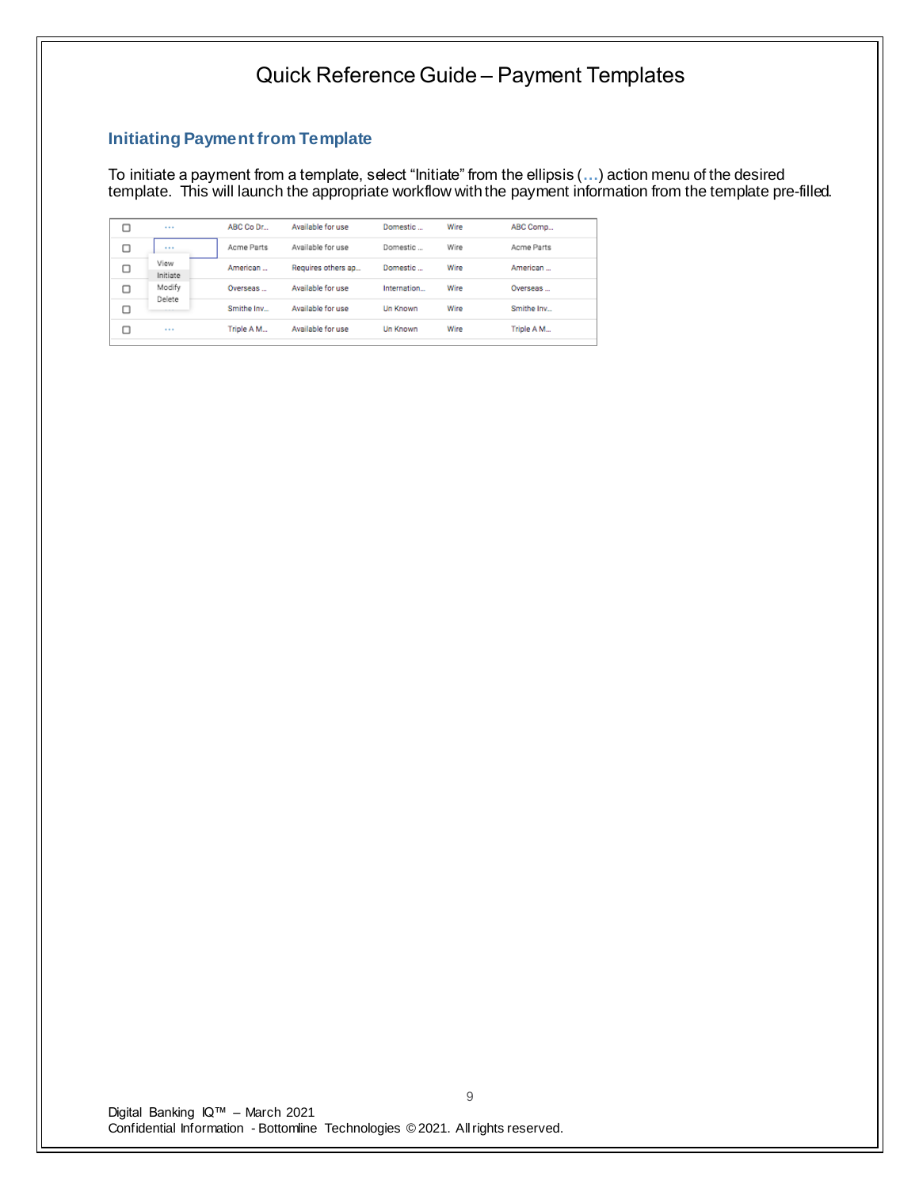# Quick Reference Guide – Payment Templates

## Initiating Payment from Template

To initiate a payment from a template, select "Initiate" from the ellipsis (**...**) action menu of the desired template. This will launch the appropriate workflow with the payment information from the template pre-filled.

| | | | | | | |
|---|---|---|---|---|---|---|
| ☐ | ... | ABC Co Dr... | Available for use | Domestic ... | Wire | ABC Comp... |
| ☐ | ... | Acme Parts | Available for use | Domestic ... | Wire | Acme Parts |
| ☐ | View<br>Initiate<br>Modify<br>Delete | American ... | Requires others ap... | Domestic ... | Wire | American ... |
| ☐ | | Overseas ... | Available for use | Internation... | Wire | Overseas ... |
| ☐ | | Smithe Inv... | Available for use | Un Known | Wire | Smithe Inv... |
| ☐ | ... | Triple A M... | Available for use | Un Known | Wire | Triple A M... |

Digital Banking IQ™ – March 2021
Confidential Information - Bottomline Technologies © 2021. All rights reserved.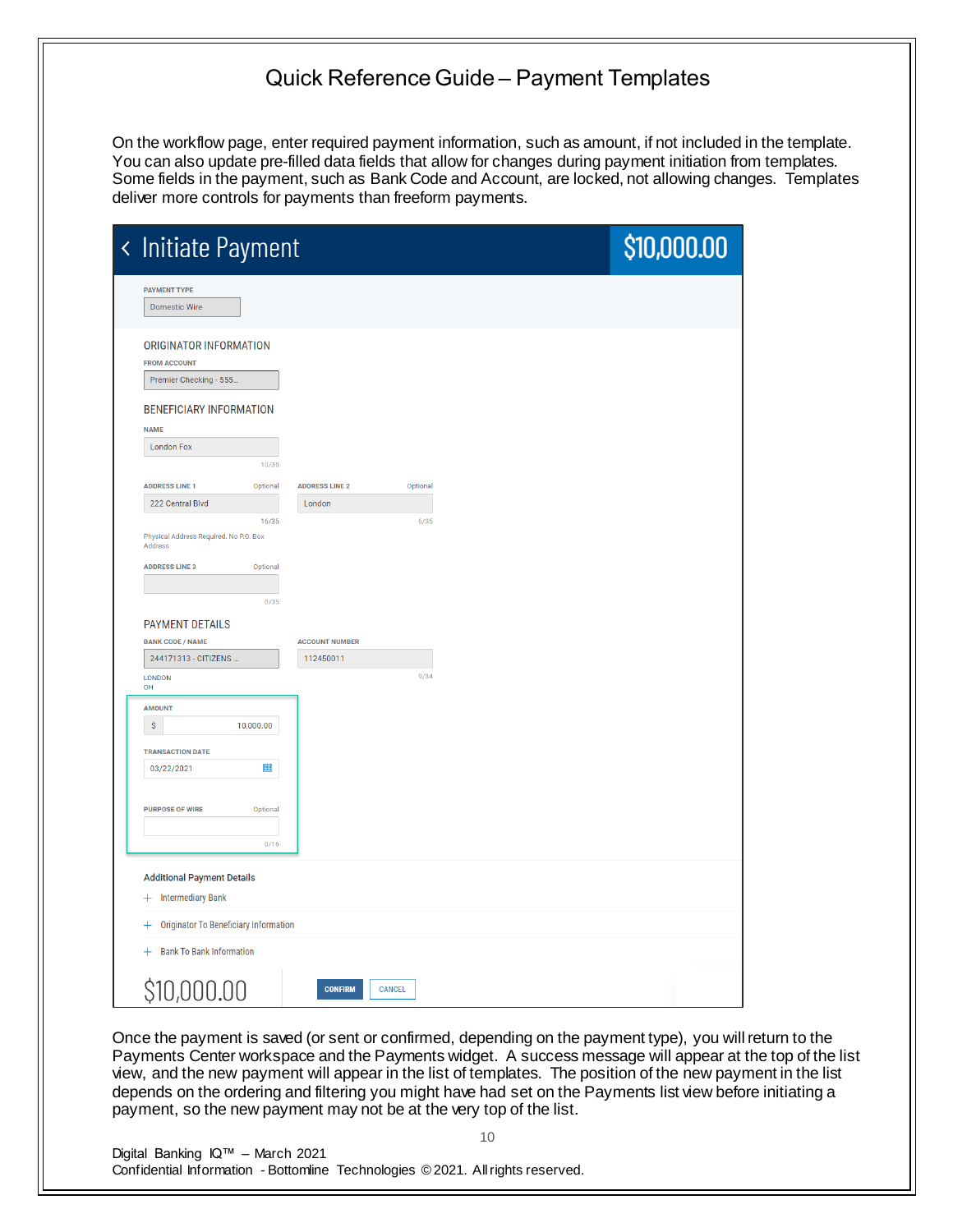# Quick Reference Guide – Payment Templates

On the workflow page, enter required payment information, such as amount, if not included in the template. You can also update pre-filled data fields that allow for changes during payment initiation from templates. Some fields in the payment, such as Bank Code and Account, are locked, not allowing changes. Templates deliver more controls for payments than freeform payments.

**Initiate Payment** — $10,000.00

PAYMENT TYPE
Domestic Wire

ORIGINATOR INFORMATION

FROM ACCOUNT
Premier Checking - 555...

BENEFICIARY INFORMATION

NAME
London Fox
10/35

ADDRESS LINE 1 (Optional)
222 Central Blvd
16/35
Physical Address Required. No P.O. Box Address

ADDRESS LINE 2 (Optional)
London
6/35

ADDRESS LINE 3 (Optional)
0/35

PAYMENT DETAILS

BANK CODE / NAME
244171313 - CITIZENS ...
LONDON
OH

ACCOUNT NUMBER
112450011
9/34

AMOUNT
$ 10,000.00

TRANSACTION DATE
03/22/2021

PURPOSE OF WIRE (Optional)
0/16

Additional Payment Details

+ Intermediary Bank
+ Originator To Beneficiary Information
+ Bank To Bank Information

$10,000.00 CONFIRM CANCEL

Once the payment is saved (or sent or confirmed, depending on the payment type), you will return to the Payments Center workspace and the Payments widget. A success message will appear at the top of the list view, and the new payment will appear in the list of templates. The position of the new payment in the list depends on the ordering and filtering you might have had set on the Payments list view before initiating a payment, so the new payment may not be at the very top of the list.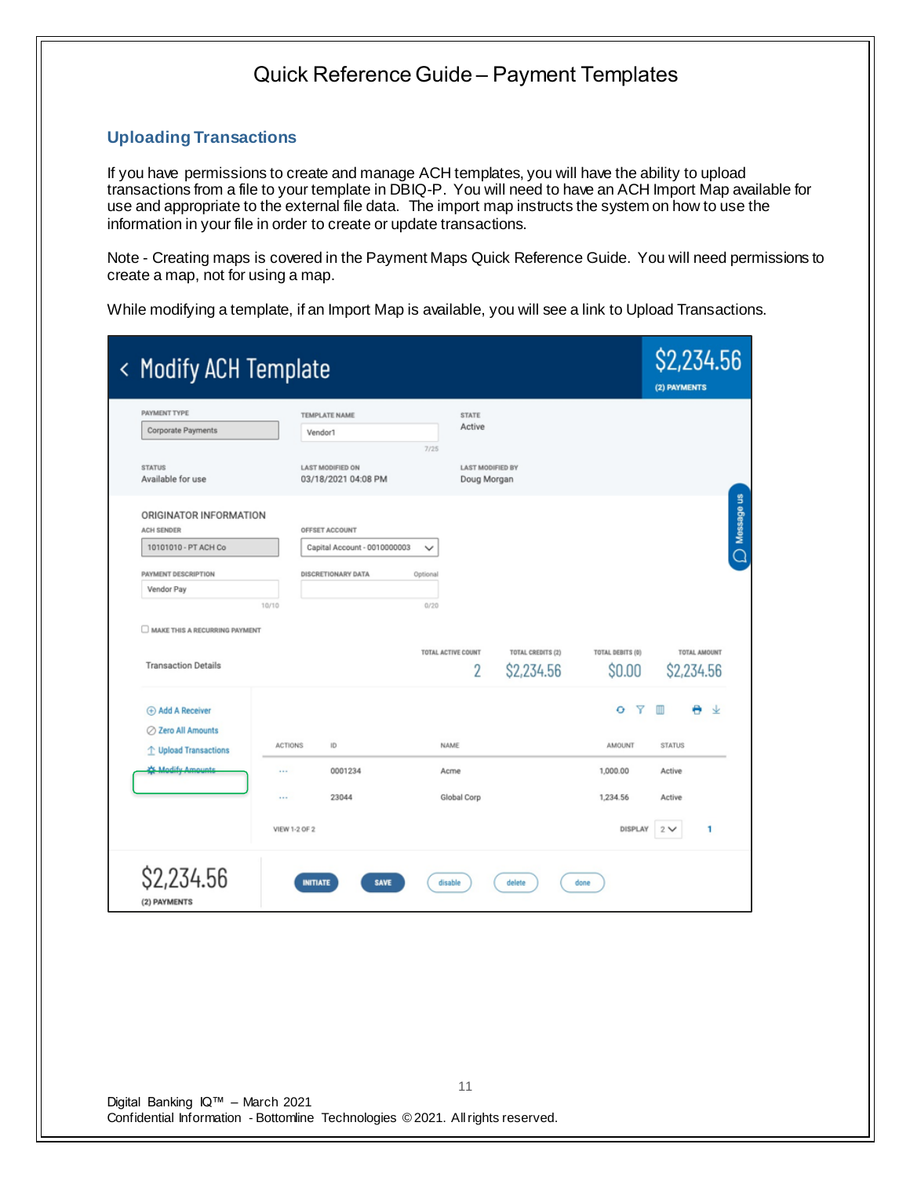# Quick Reference Guide – Payment Templates

## Uploading Transactions

If you have permissions to create and manage ACH templates, you will have the ability to upload transactions from a file to your template in DBIQ-P. You will need to have an ACH Import Map available for use and appropriate to the external file data. The import map instructs the system on how to use the information in your file in order to create or update transactions.

Note - Creating maps is covered in the Payment Maps Quick Reference Guide. You will need permissions to create a map, not for using a map.

While modifying a template, if an Import Map is available, you will see a link to Upload Transactions.

< Modify ACH Template

$2,234.56
(2) PAYMENTS

| PAYMENT TYPE | TEMPLATE NAME | STATE |
|---|---|---|
| Corporate Payments | Vendor1 (7/25) | Active |
| **STATUS** | **LAST MODIFIED ON** | **LAST MODIFIED BY** |
| Available for use | 03/18/2021 04:08 PM | Doug Morgan |

ORIGINATOR INFORMATION

| ACH SENDER | OFFSET ACCOUNT |
|---|---|
| 10101010 - PT ACH Co | Capital Account - 0010000003 |
| **PAYMENT DESCRIPTION** | **DISCRETIONARY DATA** (Optional) |
| Vendor Pay (10/10) | (0/20) |

☐ MAKE THIS A RECURRING PAYMENT

Transaction Details

| TOTAL ACTIVE COUNT | TOTAL CREDITS (2) | TOTAL DEBITS (0) | TOTAL AMOUNT |
|---|---|---|---|
| 2 | $2,234.56 | $0.00 | $2,234.56 |

- Add A Receiver
- Zero All Amounts
- Upload Transactions
- Modify Amounts

| ACTIONS | ID | NAME | AMOUNT | STATUS |
|---|---|---|---|---|
| ... | 0001234 | Acme | 1,000.00 | Active |
| ... | 23044 | Global Corp | 1,234.56 | Active |

VIEW 1-2 OF 2 DISPLAY 2 1

$2,234.56
(2) PAYMENTS

INITIATE SAVE disable delete done

Message us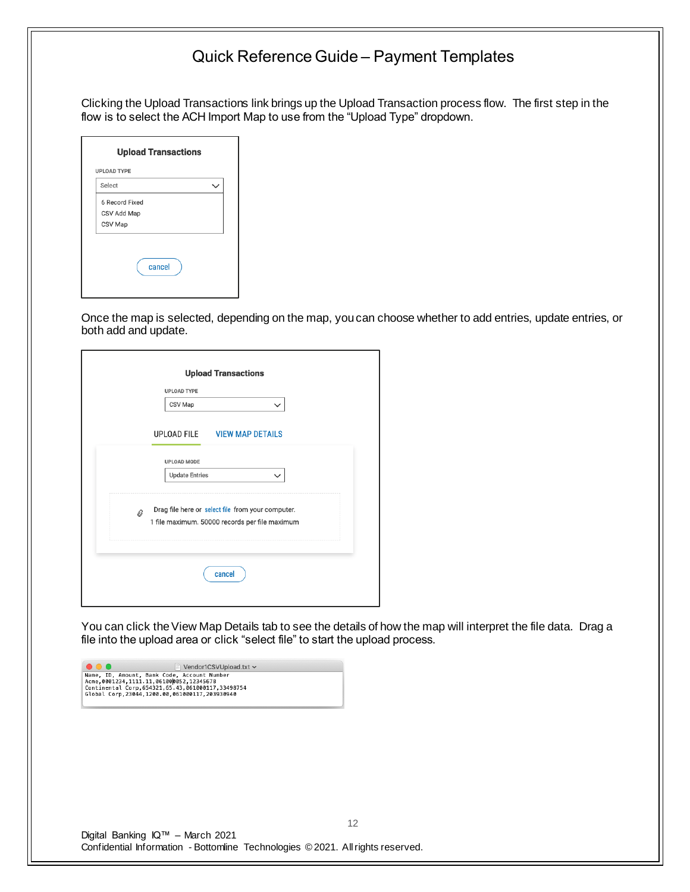# Quick Reference Guide – Payment Templates

Clicking the Upload Transactions link brings up the Upload Transaction process flow. The first step in the flow is to select the ACH Import Map to use from the "Upload Type" dropdown.

**Upload Transactions**

UPLOAD TYPE

Select

- 6 Record Fixed
- CSV Add Map
- CSV Map

cancel

Once the map is selected, depending on the map, you can choose whether to add entries, update entries, or both add and update.

**Upload Transactions**

UPLOAD TYPE

CSV Map

UPLOAD FILE    VIEW MAP DETAILS

UPLOAD MODE

Update Entries

Drag file here or select file from your computer.
1 file maximum. 50000 records per file maximum

cancel

You can click the View Map Details tab to see the details of how the map will interpret the file data. Drag a file into the upload area or click "select file" to start the upload process.

Vendor1CSVUpload.txt

```
Name, ID, Amount, Bank Code, Account Number
Acme,0001234,1111.11,061000052,12345678
Continental Corp,654321,65.43,061000117,33498754
Global Corp,23044,1200.00,061000117,203930940
```

Digital Banking IQ™ – March 2021
Confidential Information - Bottomline Technologies © 2021. All rights reserved.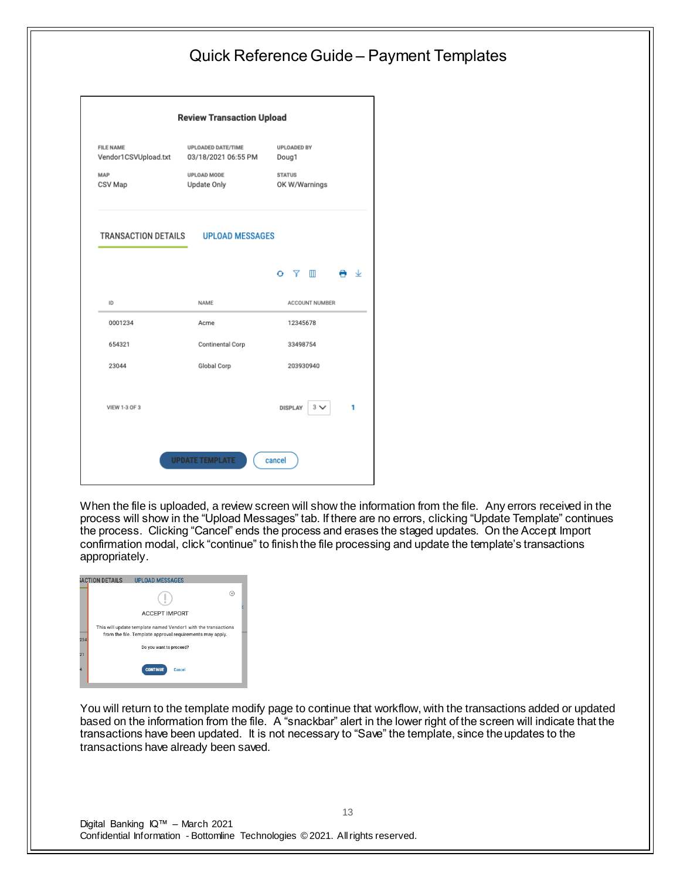# Quick Reference Guide – Payment Templates

**Review Transaction Upload**

| FILE NAME | UPLOADED DATE/TIME | UPLOADED BY |
|---|---|---|
| Vendor1CSVUpload.txt | 03/18/2021 06:55 PM | Doug1 |
| **MAP** | **UPLOAD MODE** | **STATUS** |
| CSV Map | Update Only | OK W/Warnings |

TRANSACTION DETAILS   UPLOAD MESSAGES

| ID | NAME | ACCOUNT NUMBER |
|---|---|---|
| 0001234 | Acme | 12345678 |
| 654321 | Continental Corp | 33498754 |
| 23044 | Global Corp | 203930940 |

VIEW 1-3 OF 3   DISPLAY 3   1

UPDATE TEMPLATE   cancel

When the file is uploaded, a review screen will show the information from the file. Any errors received in the process will show in the "Upload Messages" tab. If there are no errors, clicking "Update Template" continues the process. Clicking "Cancel" ends the process and erases the staged updates. On the Accept Import confirmation modal, click "continue" to finish the file processing and update the template's transactions appropriately.

ACCEPT IMPORT

This will update template named Vendor1 with the transactions from the file. Template approval requirements may apply.

Do you want to proceed?

CONTINUE   Cancel

You will return to the template modify page to continue that workflow, with the transactions added or updated based on the information from the file. A "snackbar" alert in the lower right of the screen will indicate that the transactions have been updated. It is not necessary to "Save" the template, since the updates to the transactions have already been saved.